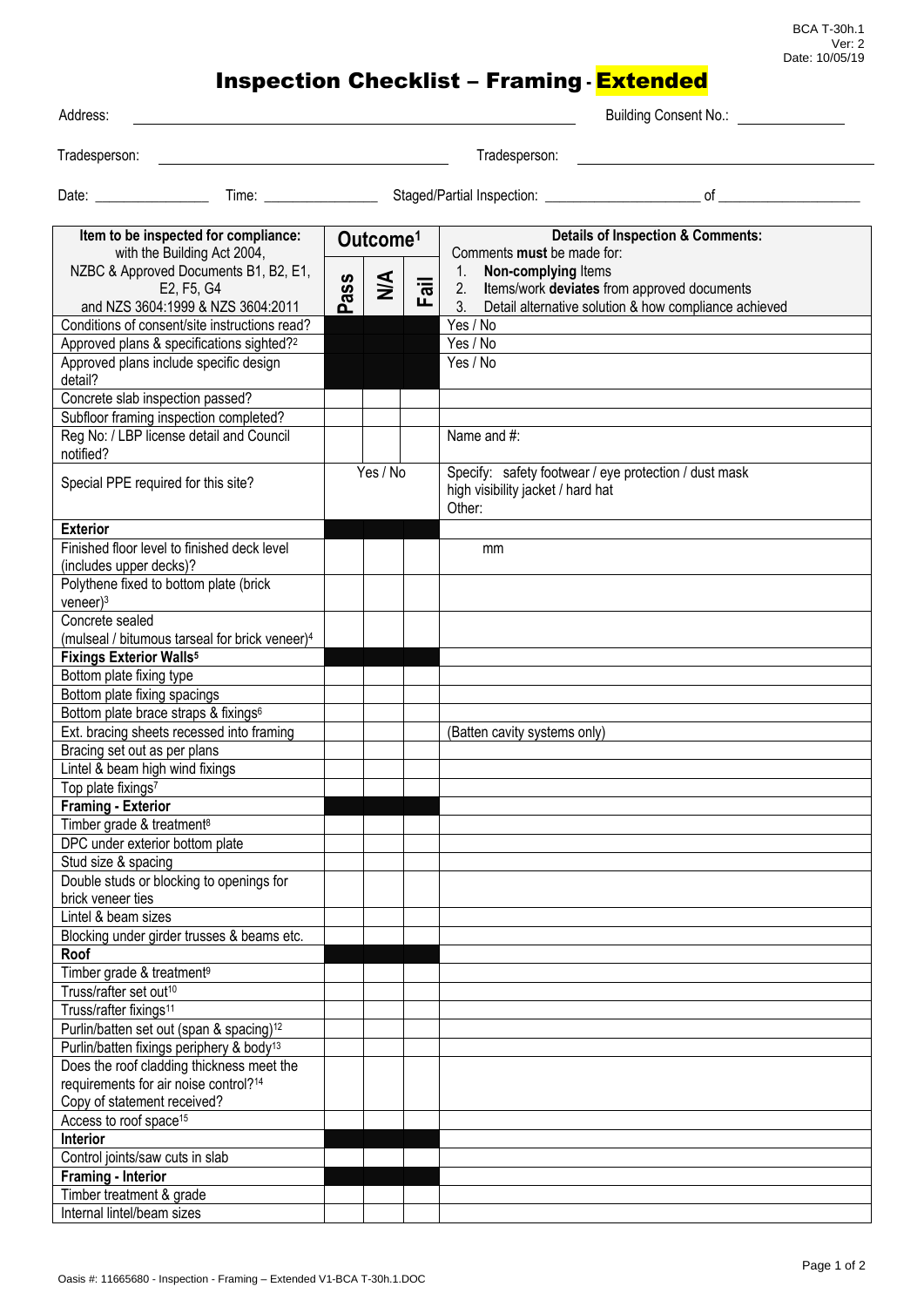BCA T-30h.1
Ver: 2
Date: 10/05/19

# Inspection Checklist – Framing - Extended

Address: ______________________ Building Consent No.: ______________

Tradesperson: ______________________ Tradesperson: ______________________

Date: ______________ Time: ______________ Staged/Partial Inspection: ______________ of ______________

| Item to be inspected for compliance: with the Building Act 2004, NZBC & Approved Documents B1, B2, E1, E2, F5, G4 and NZS 3604:1999 & NZS 3604:2011 | Outcome[1] | | | Details of Inspection & Comments: Comments **must** be made for: 1. **Non-complying** Items 2. Items/work **deviates** from approved documents 3. Detail alternative solution & how compliance achieved |
|---|---|---|---|---|
| | Pass | N/A | Fail | |
| Conditions of consent/site instructions read? | | | | Yes / No |
| Approved plans & specifications sighted?[2] | | | | Yes / No |
| Approved plans include specific design detail? | | | | Yes / No |
| Concrete slab inspection passed? | | | | |
| Subfloor framing inspection completed? | | | | |
| Reg No: / LBP license detail and Council notified? | | | | Name and #: |
| Special PPE required for this site? | Yes / No | | | Specify: safety footwear / eye protection / dust mask high visibility jacket / hard hat Other: |
| **Exterior** | | | | |
| Finished floor level to finished deck level (includes upper decks)? | | | | mm |
| Polythene fixed to bottom plate (brick veneer)[3] | | | | |
| Concrete sealed (mulseal / bitumous tarseal for brick veneer)[4] | | | | |
| **Fixings Exterior Walls[5]** | | | | |
| Bottom plate fixing type | | | | |
| Bottom plate fixing spacings | | | | |
| Bottom plate brace straps & fixings[6] | | | | |
| Ext. bracing sheets recessed into framing | | | | (Batten cavity systems only) |
| Bracing set out as per plans | | | | |
| Lintel & beam high wind fixings | | | | |
| Top plate fixings[7] | | | | |
| **Framing - Exterior** | | | | |
| Timber grade & treatment[8] | | | | |
| DPC under exterior bottom plate | | | | |
| Stud size & spacing | | | | |
| Double studs or blocking to openings for brick veneer ties | | | | |
| Lintel & beam sizes | | | | |
| Blocking under girder trusses & beams etc. | | | | |
| **Roof** | | | | |
| Timber grade & treatment[9] | | | | |
| Truss/rafter set out[10] | | | | |
| Truss/rafter fixings[11] | | | | |
| Purlin/batten set out (span & spacing)[12] | | | | |
| Purlin/batten fixings periphery & body[13] | | | | |
| Does the roof cladding thickness meet the requirements for air noise control?[14] Copy of statement received? | | | | |
| Access to roof space[15] | | | | |
| **Interior** | | | | |
| Control joints/saw cuts in slab | | | | |
| **Framing - Interior** | | | | |
| Timber treatment & grade | | | | |
| Internal lintel/beam sizes | | | | |

Oasis #: 11665680 - Inspection - Framing – Extended V1-BCA T-30h.1.DOC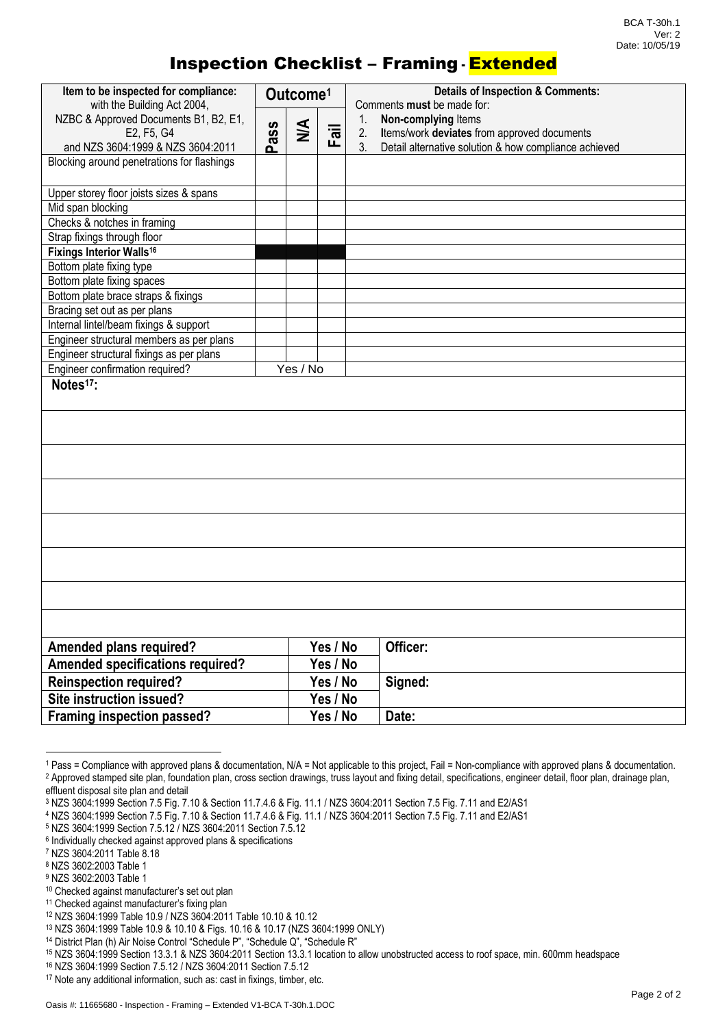# Inspection Checklist – Framing - Extended

| Item to be inspected for compliance: with the Building Act 2004, NZBC & Approved Documents B1, B2, E1, E2, F5, G4 and NZS 3604:1999 & NZS 3604:2011 | Outcome[1] | | | Details of Inspection & Comments: Comments **must** be made for: 1. **Non-complying** Items 2. Items/work **deviates** from approved documents 3. Detail alternative solution & how compliance achieved |
|---|---|---|---|---|
| | Pass | N/A | Fail | |
| Blocking around penetrations for flashings | | | | |
| Upper storey floor joists sizes & spans | | | | |
| Mid span blocking | | | | |
| Checks & notches in framing | | | | |
| Strap fixings through floor | | | | |
| **Fixings Interior Walls[16]** | | | | |
| Bottom plate fixing type | | | | |
| Bottom plate fixing spaces | | | | |
| Bottom plate brace straps & fixings | | | | |
| Bracing set out as per plans | | | | |
| Internal lintel/beam fixings & support | | | | |
| Engineer structural members as per plans | | | | |
| Engineer structural fixings as per plans | | | | |
| Engineer confirmation required? | Yes / No | | | |

**Notes[17]:**

| | | |
|---|---|---|
| **Amended plans required?** | **Yes / No** | **Officer:** |
| **Amended specifications required?** | **Yes / No** | |
| **Reinspection required?** | **Yes / No** | **Signed:** |
| **Site instruction issued?** | **Yes / No** | |
| **Framing inspection passed?** | **Yes / No** | **Date:** |

[1] Pass = Compliance with approved plans & documentation, N/A = Not applicable to this project, Fail = Non-compliance with approved plans & documentation.
[2] Approved stamped site plan, foundation plan, cross section drawings, truss layout and fixing detail, specifications, engineer detail, floor plan, drainage plan, effluent disposal site plan and detail
[3] NZS 3604:1999 Section 7.5 Fig. 7.10 & Section 11.7.4.6 & Fig. 11.1 / NZS 3604:2011 Section 7.5 Fig. 7.11 and E2/AS1
[4] NZS 3604:1999 Section 7.5 Fig. 7.10 & Section 11.7.4.6 & Fig. 11.1 / NZS 3604:2011 Section 7.5 Fig. 7.11 and E2/AS1
[5] NZS 3604:1999 Section 7.5.12 / NZS 3604:2011 Section 7.5.12
[6] Individually checked against approved plans & specifications
[7] NZS 3604:2011 Table 8.18
[8] NZS 3602:2003 Table 1
[9] NZS 3602:2003 Table 1
[10] Checked against manufacturer's set out plan
[11] Checked against manufacturer's fixing plan
[12] NZS 3604:1999 Table 10.9 / NZS 3604:2011 Table 10.10 & 10.12
[13] NZS 3604:1999 Table 10.9 & 10.10 & Figs. 10.16 & 10.17 (NZS 3604:1999 ONLY)
[14] District Plan (h) Air Noise Control "Schedule P", "Schedule Q", "Schedule R"
[15] NZS 3604:1999 Section 13.3.1 & NZS 3604:2011 Section 13.3.1 location to allow unobstructed access to roof space, min. 600mm headspace
[16] NZS 3604:1999 Section 7.5.12 / NZS 3604:2011 Section 7.5.12
[17] Note any additional information, such as: cast in fixings, timber, etc.